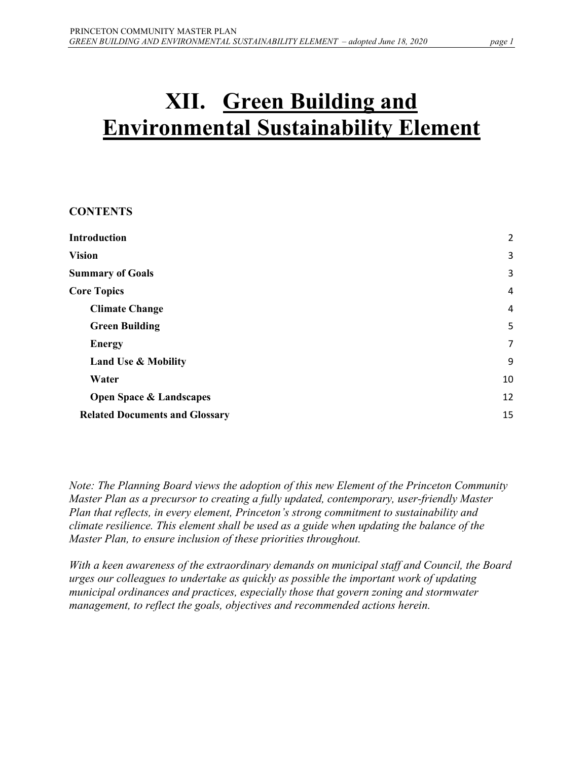# XII. Green Building and Environmental Sustainability Element

## CONTENTS

| | |
|---|---|
| **Introduction** | 2 |
| **Vision** | 3 |
| **Summary of Goals** | 3 |
| **Core Topics** | 4 |
| **Climate Change** | 4 |
| **Green Building** | 5 |
| **Energy** | 7 |
| **Land Use & Mobility** | 9 |
| **Water** | 10 |
| **Open Space & Landscapes** | 12 |
| **Related Documents and Glossary** | 15 |

*Note: The Planning Board views the adoption of this new Element of the Princeton Community Master Plan as a precursor to creating a fully updated, contemporary, user-friendly Master Plan that reflects, in every element, Princeton's strong commitment to sustainability and climate resilience. This element shall be used as a guide when updating the balance of the Master Plan, to ensure inclusion of these priorities throughout.*

*With a keen awareness of the extraordinary demands on municipal staff and Council, the Board urges our colleagues to undertake as quickly as possible the important work of updating municipal ordinances and practices, especially those that govern zoning and stormwater management, to reflect the goals, objectives and recommended actions herein.*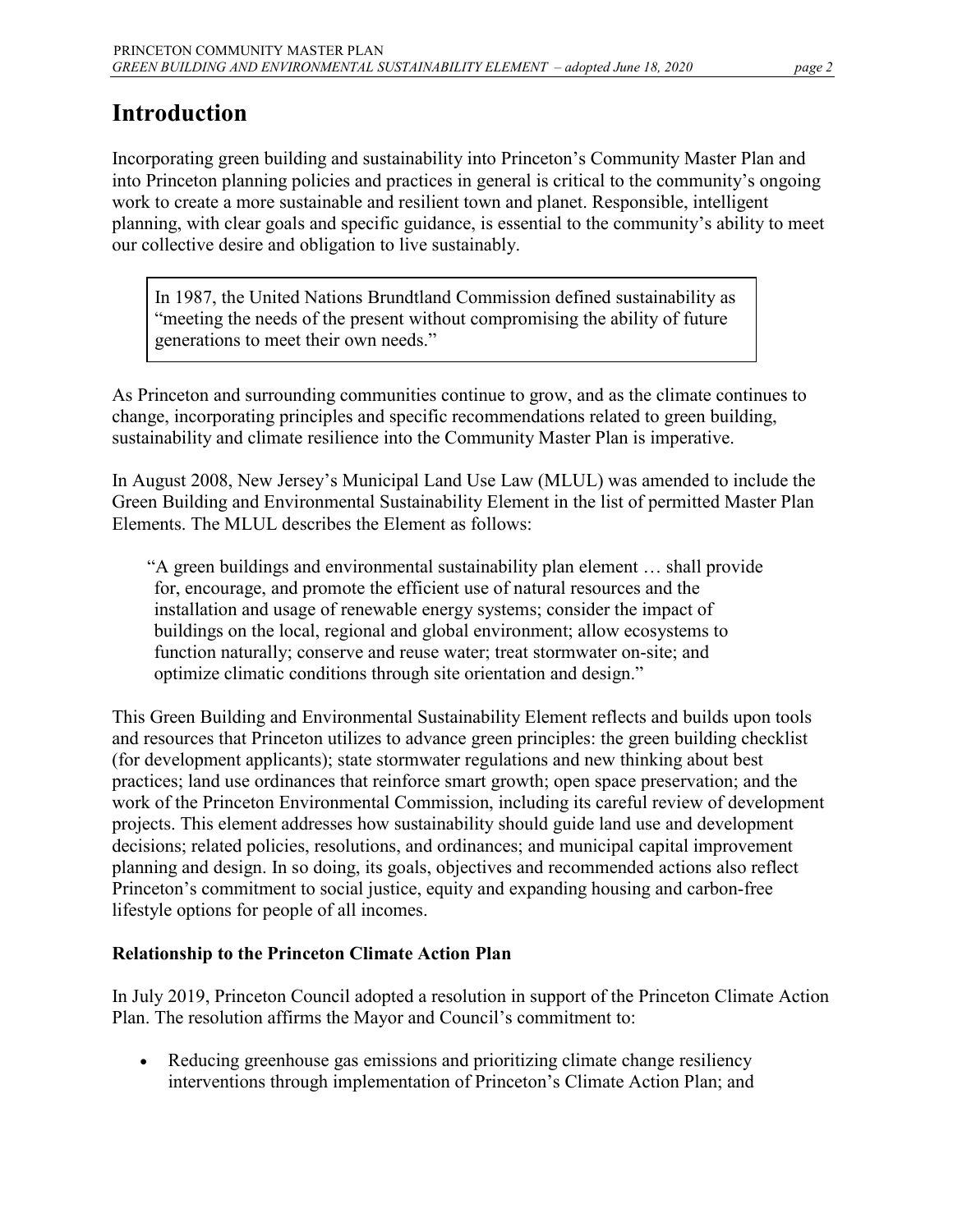# Introduction

Incorporating green building and sustainability into Princeton's Community Master Plan and into Princeton planning policies and practices in general is critical to the community's ongoing work to create a more sustainable and resilient town and planet. Responsible, intelligent planning, with clear goals and specific guidance, is essential to the community's ability to meet our collective desire and obligation to live sustainably.

> In 1987, the United Nations Brundtland Commission defined sustainability as "meeting the needs of the present without compromising the ability of future generations to meet their own needs."

As Princeton and surrounding communities continue to grow, and as the climate continues to change, incorporating principles and specific recommendations related to green building, sustainability and climate resilience into the Community Master Plan is imperative.

In August 2008, New Jersey's Municipal Land Use Law (MLUL) was amended to include the Green Building and Environmental Sustainability Element in the list of permitted Master Plan Elements. The MLUL describes the Element as follows:

> "A green buildings and environmental sustainability plan element … shall provide for, encourage, and promote the efficient use of natural resources and the installation and usage of renewable energy systems; consider the impact of buildings on the local, regional and global environment; allow ecosystems to function naturally; conserve and reuse water; treat stormwater on-site; and optimize climatic conditions through site orientation and design."

This Green Building and Environmental Sustainability Element reflects and builds upon tools and resources that Princeton utilizes to advance green principles: the green building checklist (for development applicants); state stormwater regulations and new thinking about best practices; land use ordinances that reinforce smart growth; open space preservation; and the work of the Princeton Environmental Commission, including its careful review of development projects. This element addresses how sustainability should guide land use and development decisions; related policies, resolutions, and ordinances; and municipal capital improvement planning and design. In so doing, its goals, objectives and recommended actions also reflect Princeton's commitment to social justice, equity and expanding housing and carbon-free lifestyle options for people of all incomes.

### Relationship to the Princeton Climate Action Plan

In July 2019, Princeton Council adopted a resolution in support of the Princeton Climate Action Plan. The resolution affirms the Mayor and Council's commitment to:

- Reducing greenhouse gas emissions and prioritizing climate change resiliency interventions through implementation of Princeton's Climate Action Plan; and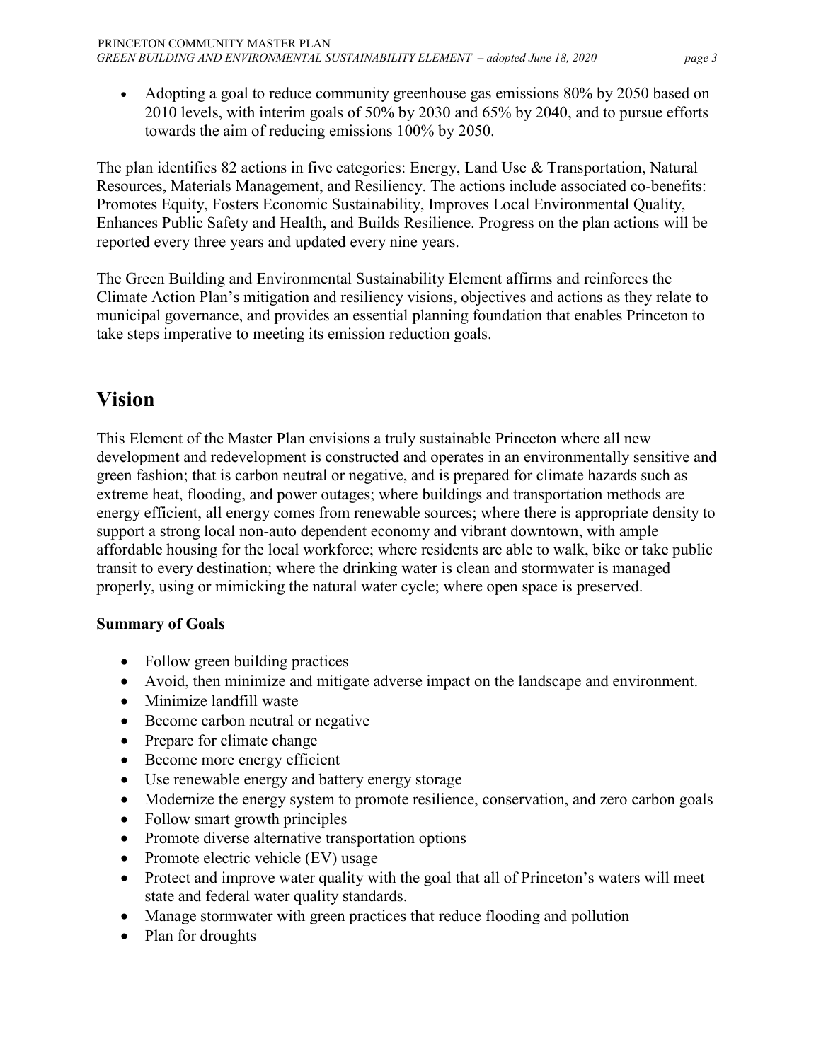- Adopting a goal to reduce community greenhouse gas emissions 80% by 2050 based on 2010 levels, with interim goals of 50% by 2030 and 65% by 2040, and to pursue efforts towards the aim of reducing emissions 100% by 2050.

The plan identifies 82 actions in five categories: Energy, Land Use & Transportation, Natural Resources, Materials Management, and Resiliency. The actions include associated co-benefits: Promotes Equity, Fosters Economic Sustainability, Improves Local Environmental Quality, Enhances Public Safety and Health, and Builds Resilience. Progress on the plan actions will be reported every three years and updated every nine years.

The Green Building and Environmental Sustainability Element affirms and reinforces the Climate Action Plan's mitigation and resiliency visions, objectives and actions as they relate to municipal governance, and provides an essential planning foundation that enables Princeton to take steps imperative to meeting its emission reduction goals.

# Vision

This Element of the Master Plan envisions a truly sustainable Princeton where all new development and redevelopment is constructed and operates in an environmentally sensitive and green fashion; that is carbon neutral or negative, and is prepared for climate hazards such as extreme heat, flooding, and power outages; where buildings and transportation methods are energy efficient, all energy comes from renewable sources; where there is appropriate density to support a strong local non-auto dependent economy and vibrant downtown, with ample affordable housing for the local workforce; where residents are able to walk, bike or take public transit to every destination; where the drinking water is clean and stormwater is managed properly, using or mimicking the natural water cycle; where open space is preserved.

**Summary of Goals**

- Follow green building practices
- Avoid, then minimize and mitigate adverse impact on the landscape and environment.
- Minimize landfill waste
- Become carbon neutral or negative
- Prepare for climate change
- Become more energy efficient
- Use renewable energy and battery energy storage
- Modernize the energy system to promote resilience, conservation, and zero carbon goals
- Follow smart growth principles
- Promote diverse alternative transportation options
- Promote electric vehicle (EV) usage
- Protect and improve water quality with the goal that all of Princeton's waters will meet state and federal water quality standards.
- Manage stormwater with green practices that reduce flooding and pollution
- Plan for droughts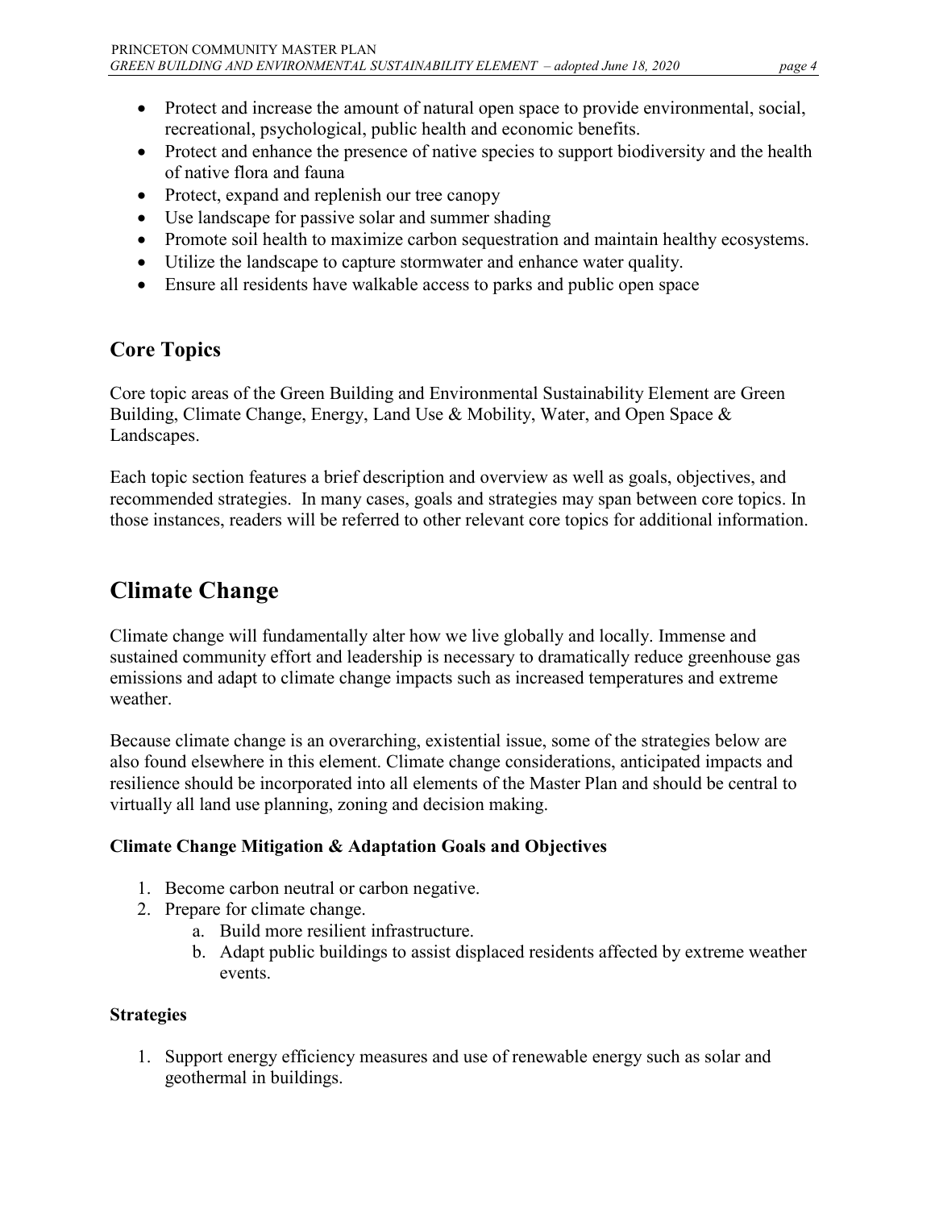- Protect and increase the amount of natural open space to provide environmental, social, recreational, psychological, public health and economic benefits.
- Protect and enhance the presence of native species to support biodiversity and the health of native flora and fauna
- Protect, expand and replenish our tree canopy
- Use landscape for passive solar and summer shading
- Promote soil health to maximize carbon sequestration and maintain healthy ecosystems.
- Utilize the landscape to capture stormwater and enhance water quality.
- Ensure all residents have walkable access to parks and public open space

## Core Topics

Core topic areas of the Green Building and Environmental Sustainability Element are Green Building, Climate Change, Energy, Land Use & Mobility, Water, and Open Space & Landscapes.

Each topic section features a brief description and overview as well as goals, objectives, and recommended strategies. In many cases, goals and strategies may span between core topics. In those instances, readers will be referred to other relevant core topics for additional information.

# Climate Change

Climate change will fundamentally alter how we live globally and locally. Immense and sustained community effort and leadership is necessary to dramatically reduce greenhouse gas emissions and adapt to climate change impacts such as increased temperatures and extreme weather.

Because climate change is an overarching, existential issue, some of the strategies below are also found elsewhere in this element. Climate change considerations, anticipated impacts and resilience should be incorporated into all elements of the Master Plan and should be central to virtually all land use planning, zoning and decision making.

### Climate Change Mitigation & Adaptation Goals and Objectives

1. Become carbon neutral or carbon negative.
2. Prepare for climate change.
   a. Build more resilient infrastructure.
   b. Adapt public buildings to assist displaced residents affected by extreme weather events.

### Strategies

1. Support energy efficiency measures and use of renewable energy such as solar and geothermal in buildings.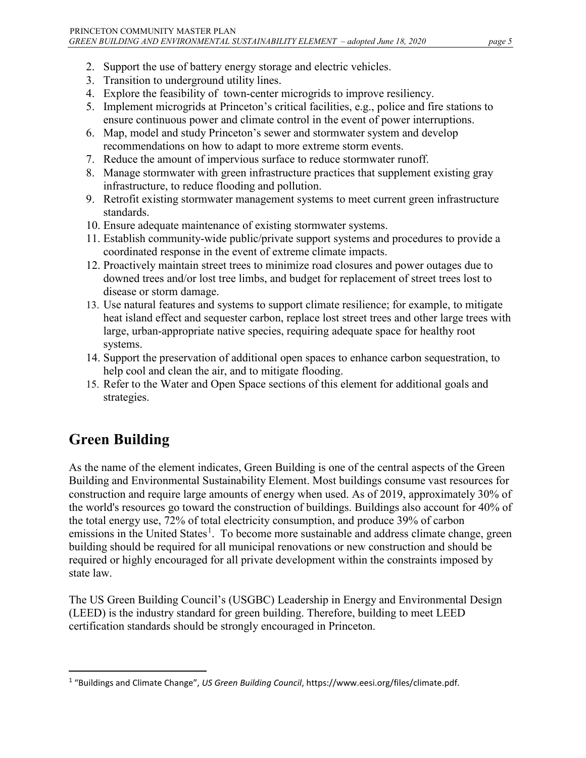2. Support the use of battery energy storage and electric vehicles.
3. Transition to underground utility lines.
4. Explore the feasibility of town-center microgrids to improve resiliency.
5. Implement microgrids at Princeton's critical facilities, e.g., police and fire stations to ensure continuous power and climate control in the event of power interruptions.
6. Map, model and study Princeton's sewer and stormwater system and develop recommendations on how to adapt to more extreme storm events.
7. Reduce the amount of impervious surface to reduce stormwater runoff.
8. Manage stormwater with green infrastructure practices that supplement existing gray infrastructure, to reduce flooding and pollution.
9. Retrofit existing stormwater management systems to meet current green infrastructure standards.
10. Ensure adequate maintenance of existing stormwater systems.
11. Establish community-wide public/private support systems and procedures to provide a coordinated response in the event of extreme climate impacts.
12. Proactively maintain street trees to minimize road closures and power outages due to downed trees and/or lost tree limbs, and budget for replacement of street trees lost to disease or storm damage.
13. Use natural features and systems to support climate resilience; for example, to mitigate heat island effect and sequester carbon, replace lost street trees and other large trees with large, urban-appropriate native species, requiring adequate space for healthy root systems.
14. Support the preservation of additional open spaces to enhance carbon sequestration, to help cool and clean the air, and to mitigate flooding.
15. Refer to the Water and Open Space sections of this element for additional goals and strategies.

# Green Building

As the name of the element indicates, Green Building is one of the central aspects of the Green Building and Environmental Sustainability Element. Most buildings consume vast resources for construction and require large amounts of energy when used. As of 2019, approximately 30% of the world's resources go toward the construction of buildings. Buildings also account for 40% of the total energy use, 72% of total electricity consumption, and produce 39% of carbon emissions in the United States[1]. To become more sustainable and address climate change, green building should be required for all municipal renovations or new construction and should be required or highly encouraged for all private development within the constraints imposed by state law.

The US Green Building Council's (USGBC) Leadership in Energy and Environmental Design (LEED) is the industry standard for green building. Therefore, building to meet LEED certification standards should be strongly encouraged in Princeton.

[1] "Buildings and Climate Change", *US Green Building Council*, https://www.eesi.org/files/climate.pdf.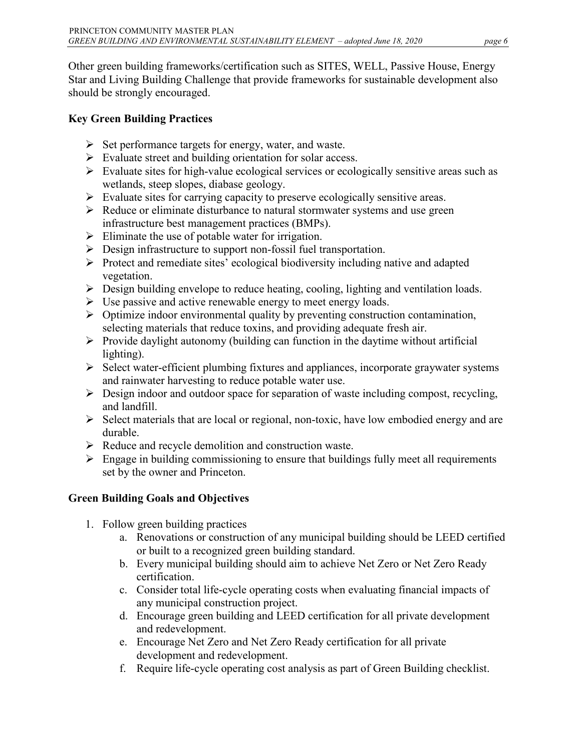Other green building frameworks/certification such as SITES, WELL, Passive House, Energy Star and Living Building Challenge that provide frameworks for sustainable development also should be strongly encouraged.

**Key Green Building Practices**

- Set performance targets for energy, water, and waste.
- Evaluate street and building orientation for solar access.
- Evaluate sites for high-value ecological services or ecologically sensitive areas such as wetlands, steep slopes, diabase geology.
- Evaluate sites for carrying capacity to preserve ecologically sensitive areas.
- Reduce or eliminate disturbance to natural stormwater systems and use green infrastructure best management practices (BMPs).
- Eliminate the use of potable water for irrigation.
- Design infrastructure to support non-fossil fuel transportation.
- Protect and remediate sites' ecological biodiversity including native and adapted vegetation.
- Design building envelope to reduce heating, cooling, lighting and ventilation loads.
- Use passive and active renewable energy to meet energy loads.
- Optimize indoor environmental quality by preventing construction contamination, selecting materials that reduce toxins, and providing adequate fresh air.
- Provide daylight autonomy (building can function in the daytime without artificial lighting).
- Select water-efficient plumbing fixtures and appliances, incorporate graywater systems and rainwater harvesting to reduce potable water use.
- Design indoor and outdoor space for separation of waste including compost, recycling, and landfill.
- Select materials that are local or regional, non-toxic, have low embodied energy and are durable.
- Reduce and recycle demolition and construction waste.
- Engage in building commissioning to ensure that buildings fully meet all requirements set by the owner and Princeton.

**Green Building Goals and Objectives**

1. Follow green building practices
   a. Renovations or construction of any municipal building should be LEED certified or built to a recognized green building standard.
   b. Every municipal building should aim to achieve Net Zero or Net Zero Ready certification.
   c. Consider total life-cycle operating costs when evaluating financial impacts of any municipal construction project.
   d. Encourage green building and LEED certification for all private development and redevelopment.
   e. Encourage Net Zero and Net Zero Ready certification for all private development and redevelopment.
   f. Require life-cycle operating cost analysis as part of Green Building checklist.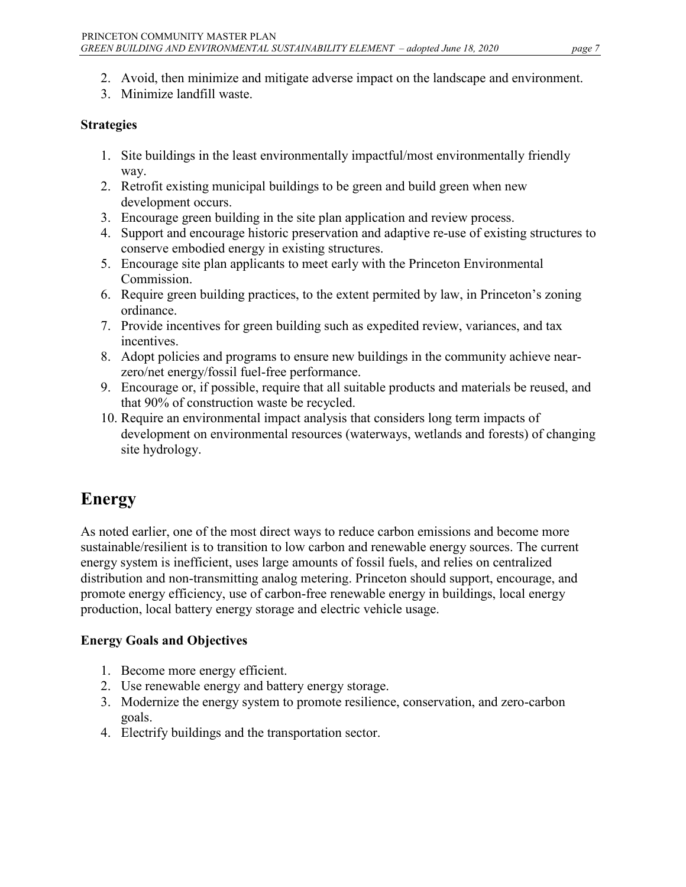2. Avoid, then minimize and mitigate adverse impact on the landscape and environment.
3. Minimize landfill waste.

**Strategies**

1. Site buildings in the least environmentally impactful/most environmentally friendly way.
2. Retrofit existing municipal buildings to be green and build green when new development occurs.
3. Encourage green building in the site plan application and review process.
4. Support and encourage historic preservation and adaptive re-use of existing structures to conserve embodied energy in existing structures.
5. Encourage site plan applicants to meet early with the Princeton Environmental Commission.
6. Require green building practices, to the extent permited by law, in Princeton's zoning ordinance.
7. Provide incentives for green building such as expedited review, variances, and tax incentives.
8. Adopt policies and programs to ensure new buildings in the community achieve near-zero/net energy/fossil fuel-free performance.
9. Encourage or, if possible, require that all suitable products and materials be reused, and that 90% of construction waste be recycled.
10. Require an environmental impact analysis that considers long term impacts of development on environmental resources (waterways, wetlands and forests) of changing site hydrology.

## Energy

As noted earlier, one of the most direct ways to reduce carbon emissions and become more sustainable/resilient is to transition to low carbon and renewable energy sources. The current energy system is inefficient, uses large amounts of fossil fuels, and relies on centralized distribution and non-transmitting analog metering. Princeton should support, encourage, and promote energy efficiency, use of carbon-free renewable energy in buildings, local energy production, local battery energy storage and electric vehicle usage.

**Energy Goals and Objectives**

1. Become more energy efficient.
2. Use renewable energy and battery energy storage.
3. Modernize the energy system to promote resilience, conservation, and zero-carbon goals.
4. Electrify buildings and the transportation sector.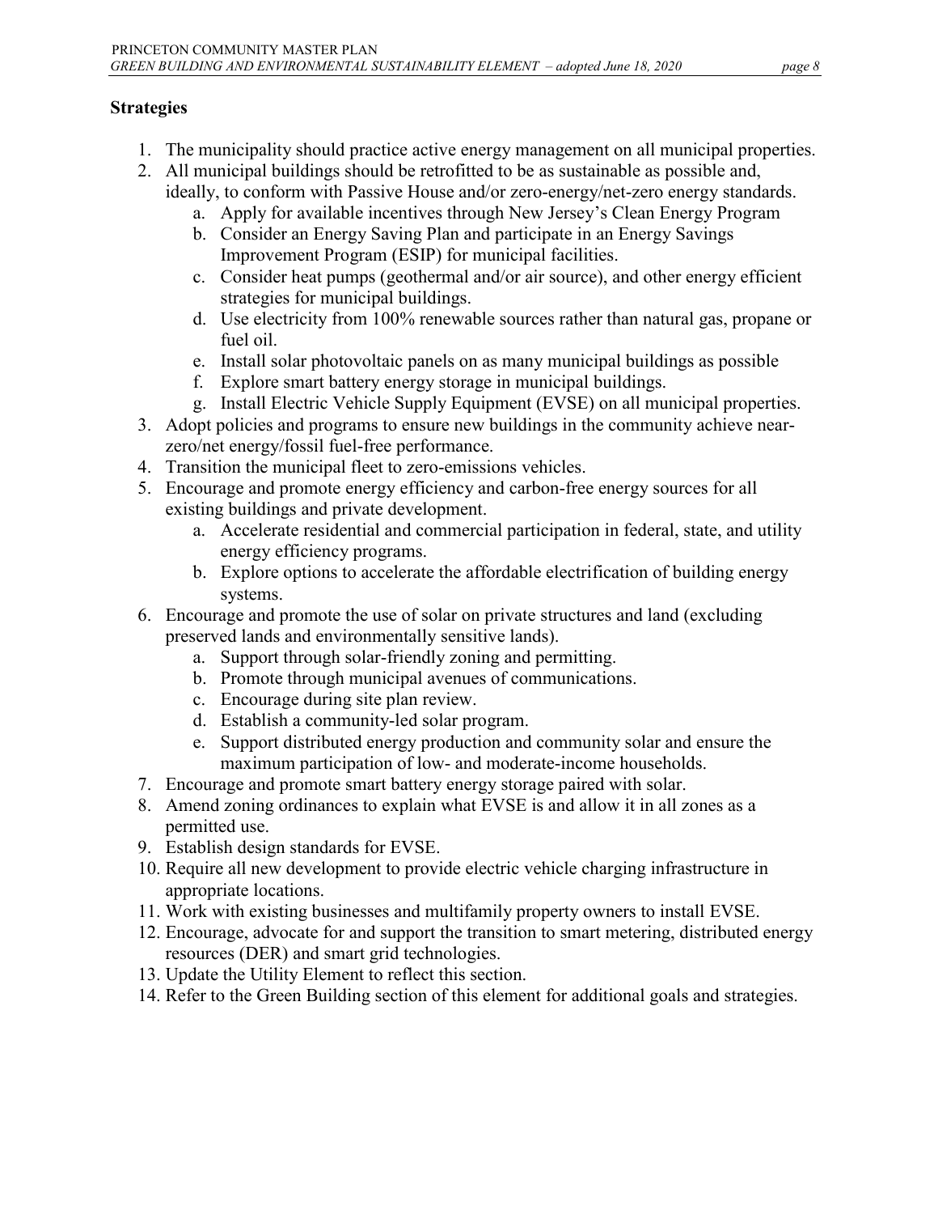**Strategies**

1. The municipality should practice active energy management on all municipal properties.
2. All municipal buildings should be retrofitted to be as sustainable as possible and, ideally, to conform with Passive House and/or zero-energy/net-zero energy standards.
    a. Apply for available incentives through New Jersey's Clean Energy Program
    b. Consider an Energy Saving Plan and participate in an Energy Savings Improvement Program (ESIP) for municipal facilities.
    c. Consider heat pumps (geothermal and/or air source), and other energy efficient strategies for municipal buildings.
    d. Use electricity from 100% renewable sources rather than natural gas, propane or fuel oil.
    e. Install solar photovoltaic panels on as many municipal buildings as possible
    f. Explore smart battery energy storage in municipal buildings.
    g. Install Electric Vehicle Supply Equipment (EVSE) on all municipal properties.
3. Adopt policies and programs to ensure new buildings in the community achieve near-zero/net energy/fossil fuel-free performance.
4. Transition the municipal fleet to zero-emissions vehicles.
5. Encourage and promote energy efficiency and carbon-free energy sources for all existing buildings and private development.
    a. Accelerate residential and commercial participation in federal, state, and utility energy efficiency programs.
    b. Explore options to accelerate the affordable electrification of building energy systems.
6. Encourage and promote the use of solar on private structures and land (excluding preserved lands and environmentally sensitive lands).
    a. Support through solar-friendly zoning and permitting.
    b. Promote through municipal avenues of communications.
    c. Encourage during site plan review.
    d. Establish a community-led solar program.
    e. Support distributed energy production and community solar and ensure the maximum participation of low- and moderate-income households.
7. Encourage and promote smart battery energy storage paired with solar.
8. Amend zoning ordinances to explain what EVSE is and allow it in all zones as a permitted use.
9. Establish design standards for EVSE.
10. Require all new development to provide electric vehicle charging infrastructure in appropriate locations.
11. Work with existing businesses and multifamily property owners to install EVSE.
12. Encourage, advocate for and support the transition to smart metering, distributed energy resources (DER) and smart grid technologies.
13. Update the Utility Element to reflect this section.
14. Refer to the Green Building section of this element for additional goals and strategies.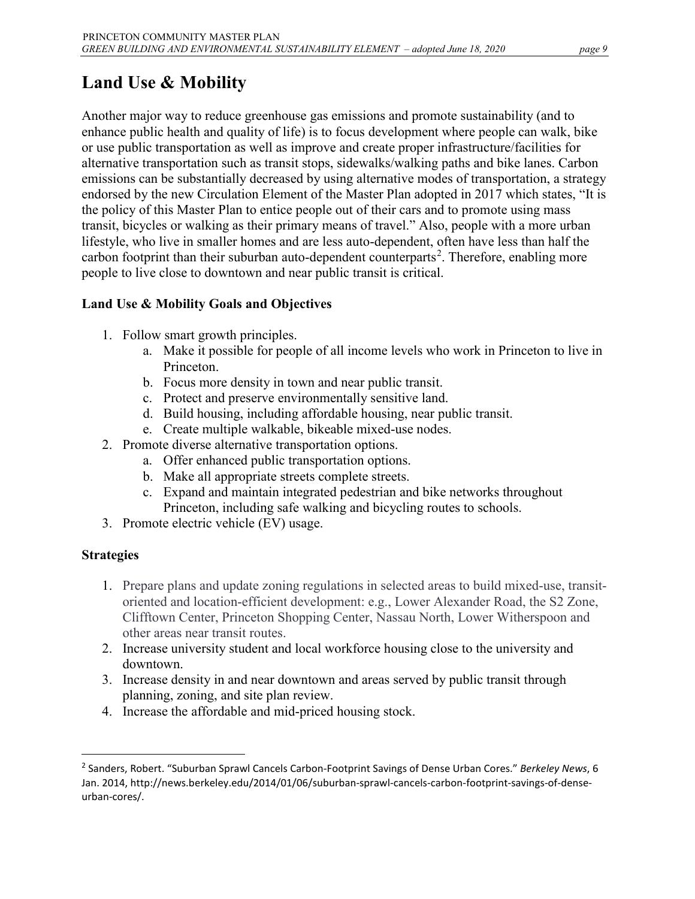# Land Use & Mobility

Another major way to reduce greenhouse gas emissions and promote sustainability (and to enhance public health and quality of life) is to focus development where people can walk, bike or use public transportation as well as improve and create proper infrastructure/facilities for alternative transportation such as transit stops, sidewalks/walking paths and bike lanes. Carbon emissions can be substantially decreased by using alternative modes of transportation, a strategy endorsed by the new Circulation Element of the Master Plan adopted in 2017 which states, "It is the policy of this Master Plan to entice people out of their cars and to promote using mass transit, bicycles or walking as their primary means of travel." Also, people with a more urban lifestyle, who live in smaller homes and are less auto-dependent, often have less than half the carbon footprint than their suburban auto-dependent counterparts[2]. Therefore, enabling more people to live close to downtown and near public transit is critical.

### Land Use & Mobility Goals and Objectives

1. Follow smart growth principles.
   a. Make it possible for people of all income levels who work in Princeton to live in Princeton.
   b. Focus more density in town and near public transit.
   c. Protect and preserve environmentally sensitive land.
   d. Build housing, including affordable housing, near public transit.
   e. Create multiple walkable, bikeable mixed-use nodes.
2. Promote diverse alternative transportation options.
   a. Offer enhanced public transportation options.
   b. Make all appropriate streets complete streets.
   c. Expand and maintain integrated pedestrian and bike networks throughout Princeton, including safe walking and bicycling routes to schools.
3. Promote electric vehicle (EV) usage.

### Strategies

1. Prepare plans and update zoning regulations in selected areas to build mixed-use, transit-oriented and location-efficient development: e.g., Lower Alexander Road, the S2 Zone, Clifftown Center, Princeton Shopping Center, Nassau North, Lower Witherspoon and other areas near transit routes.
2. Increase university student and local workforce housing close to the university and downtown.
3. Increase density in and near downtown and areas served by public transit through planning, zoning, and site plan review.
4. Increase the affordable and mid-priced housing stock.

---

[2] Sanders, Robert. "Suburban Sprawl Cancels Carbon-Footprint Savings of Dense Urban Cores." *Berkeley News*, 6 Jan. 2014, http://news.berkeley.edu/2014/01/06/suburban-sprawl-cancels-carbon-footprint-savings-of-dense-urban-cores/.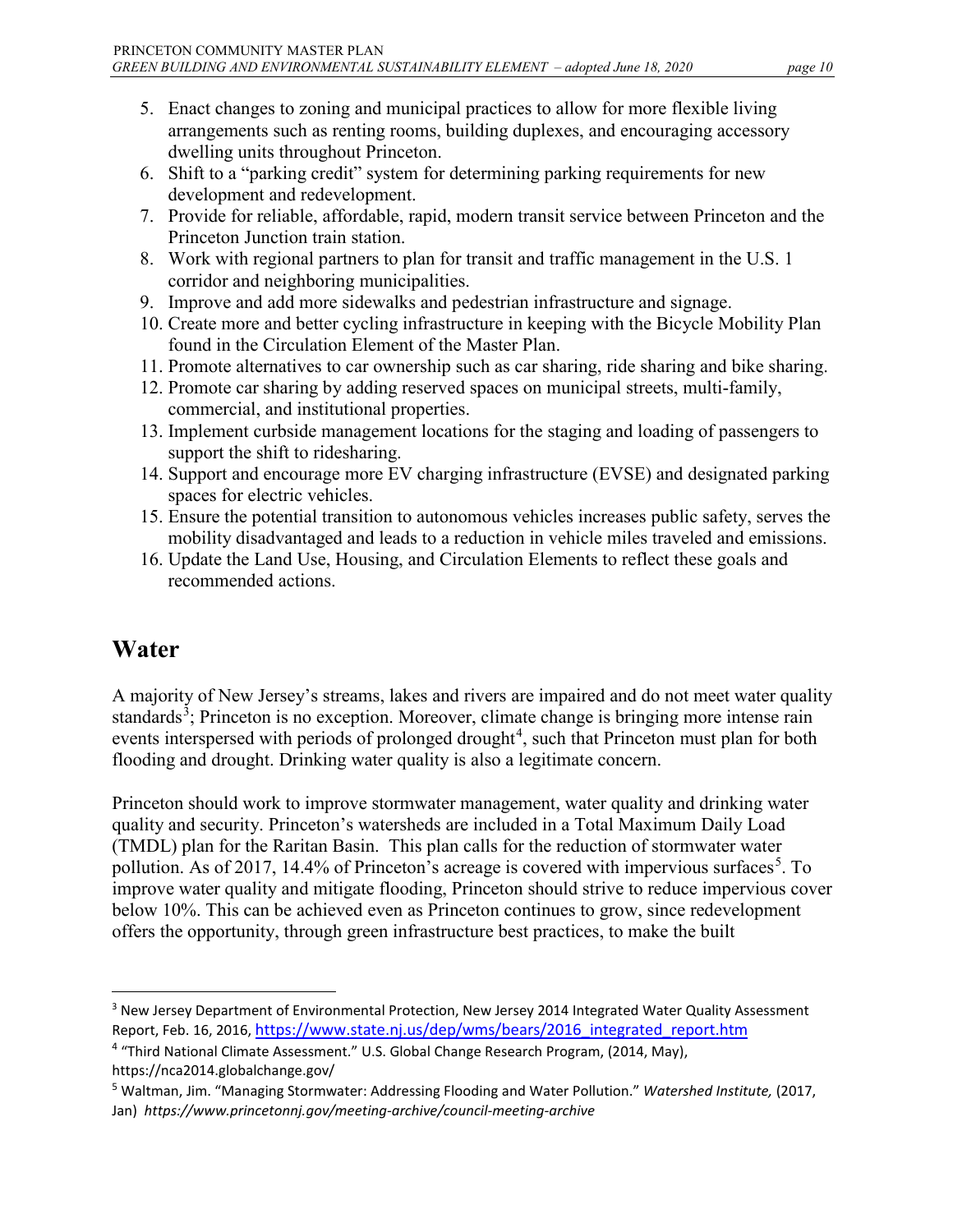5. Enact changes to zoning and municipal practices to allow for more flexible living arrangements such as renting rooms, building duplexes, and encouraging accessory dwelling units throughout Princeton.
6. Shift to a "parking credit" system for determining parking requirements for new development and redevelopment.
7. Provide for reliable, affordable, rapid, modern transit service between Princeton and the Princeton Junction train station.
8. Work with regional partners to plan for transit and traffic management in the U.S. 1 corridor and neighboring municipalities.
9. Improve and add more sidewalks and pedestrian infrastructure and signage.
10. Create more and better cycling infrastructure in keeping with the Bicycle Mobility Plan found in the Circulation Element of the Master Plan.
11. Promote alternatives to car ownership such as car sharing, ride sharing and bike sharing.
12. Promote car sharing by adding reserved spaces on municipal streets, multi-family, commercial, and institutional properties.
13. Implement curbside management locations for the staging and loading of passengers to support the shift to ridesharing.
14. Support and encourage more EV charging infrastructure (EVSE) and designated parking spaces for electric vehicles.
15. Ensure the potential transition to autonomous vehicles increases public safety, serves the mobility disadvantaged and leads to a reduction in vehicle miles traveled and emissions.
16. Update the Land Use, Housing, and Circulation Elements to reflect these goals and recommended actions.

# Water

A majority of New Jersey's streams, lakes and rivers are impaired and do not meet water quality standards[3]; Princeton is no exception. Moreover, climate change is bringing more intense rain events interspersed with periods of prolonged drought[4], such that Princeton must plan for both flooding and drought. Drinking water quality is also a legitimate concern.

Princeton should work to improve stormwater management, water quality and drinking water quality and security. Princeton's watersheds are included in a Total Maximum Daily Load (TMDL) plan for the Raritan Basin. This plan calls for the reduction of stormwater water pollution. As of 2017, 14.4% of Princeton's acreage is covered with impervious surfaces[5]. To improve water quality and mitigate flooding, Princeton should strive to reduce impervious cover below 10%. This can be achieved even as Princeton continues to grow, since redevelopment offers the opportunity, through green infrastructure best practices, to make the built

[3] New Jersey Department of Environmental Protection, New Jersey 2014 Integrated Water Quality Assessment Report, Feb. 16, 2016, https://www.state.nj.us/dep/wms/bears/2016_integrated_report.htm

[4] "Third National Climate Assessment." U.S. Global Change Research Program, (2014, May), https://nca2014.globalchange.gov/

[5] Waltman, Jim. "Managing Stormwater: Addressing Flooding and Water Pollution." *Watershed Institute,* (2017, Jan) *https://www.princetonnj.gov/meeting-archive/council-meeting-archive*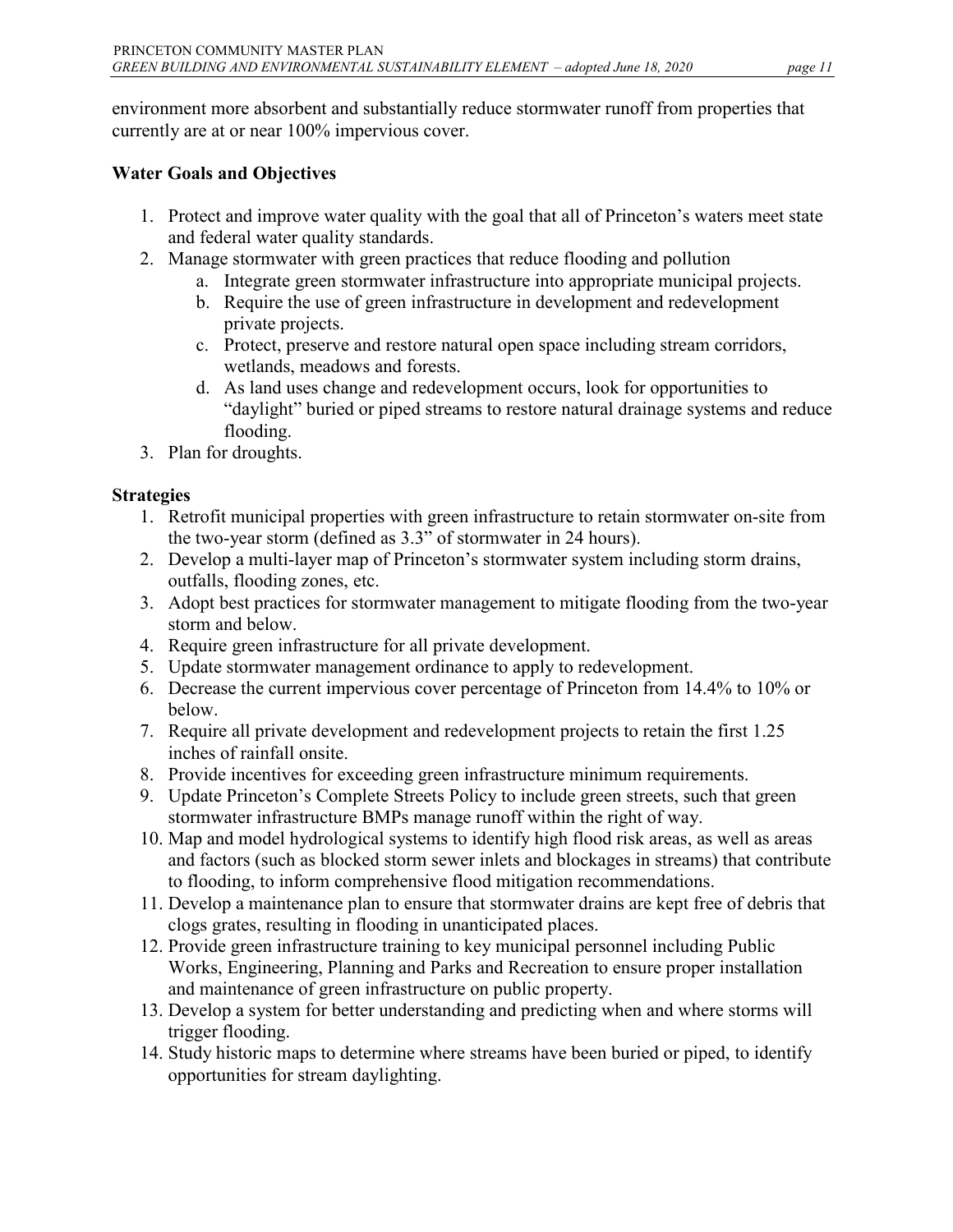environment more absorbent and substantially reduce stormwater runoff from properties that currently are at or near 100% impervious cover.

## Water Goals and Objectives

1. Protect and improve water quality with the goal that all of Princeton's waters meet state and federal water quality standards.
2. Manage stormwater with green practices that reduce flooding and pollution
   a. Integrate green stormwater infrastructure into appropriate municipal projects.
   b. Require the use of green infrastructure in development and redevelopment private projects.
   c. Protect, preserve and restore natural open space including stream corridors, wetlands, meadows and forests.
   d. As land uses change and redevelopment occurs, look for opportunities to "daylight" buried or piped streams to restore natural drainage systems and reduce flooding.
3. Plan for droughts.

## Strategies

1. Retrofit municipal properties with green infrastructure to retain stormwater on-site from the two-year storm (defined as 3.3" of stormwater in 24 hours).
2. Develop a multi-layer map of Princeton's stormwater system including storm drains, outfalls, flooding zones, etc.
3. Adopt best practices for stormwater management to mitigate flooding from the two-year storm and below.
4. Require green infrastructure for all private development.
5. Update stormwater management ordinance to apply to redevelopment.
6. Decrease the current impervious cover percentage of Princeton from 14.4% to 10% or below.
7. Require all private development and redevelopment projects to retain the first 1.25 inches of rainfall onsite.
8. Provide incentives for exceeding green infrastructure minimum requirements.
9. Update Princeton's Complete Streets Policy to include green streets, such that green stormwater infrastructure BMPs manage runoff within the right of way.
10. Map and model hydrological systems to identify high flood risk areas, as well as areas and factors (such as blocked storm sewer inlets and blockages in streams) that contribute to flooding, to inform comprehensive flood mitigation recommendations.
11. Develop a maintenance plan to ensure that stormwater drains are kept free of debris that clogs grates, resulting in flooding in unanticipated places.
12. Provide green infrastructure training to key municipal personnel including Public Works, Engineering, Planning and Parks and Recreation to ensure proper installation and maintenance of green infrastructure on public property.
13. Develop a system for better understanding and predicting when and where storms will trigger flooding.
14. Study historic maps to determine where streams have been buried or piped, to identify opportunities for stream daylighting.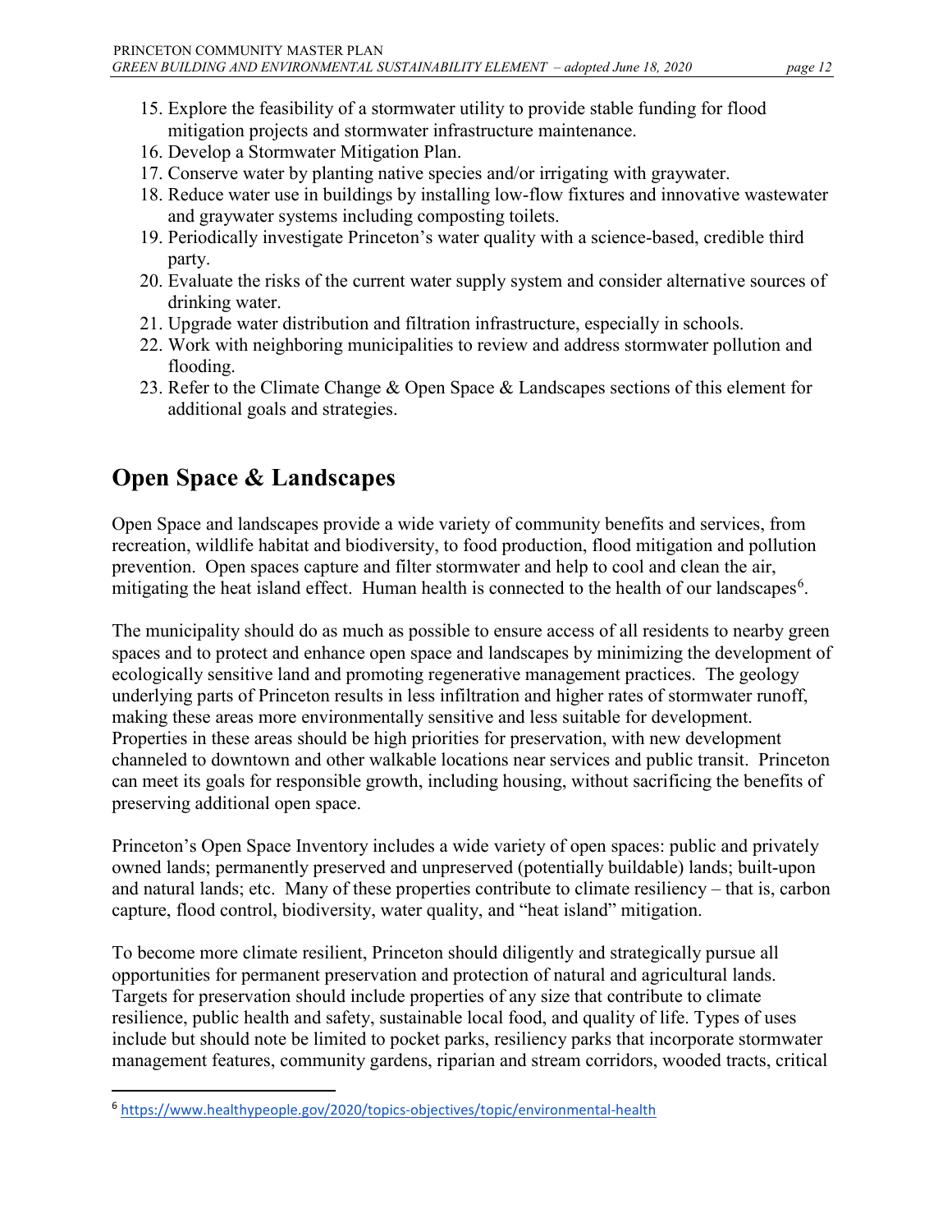15. Explore the feasibility of a stormwater utility to provide stable funding for flood mitigation projects and stormwater infrastructure maintenance.
16. Develop a Stormwater Mitigation Plan.
17. Conserve water by planting native species and/or irrigating with graywater.
18. Reduce water use in buildings by installing low-flow fixtures and innovative wastewater and graywater systems including composting toilets.
19. Periodically investigate Princeton's water quality with a science-based, credible third party.
20. Evaluate the risks of the current water supply system and consider alternative sources of drinking water.
21. Upgrade water distribution and filtration infrastructure, especially in schools.
22. Work with neighboring municipalities to review and address stormwater pollution and flooding.
23. Refer to the Climate Change & Open Space & Landscapes sections of this element for additional goals and strategies.

## Open Space & Landscapes

Open Space and landscapes provide a wide variety of community benefits and services, from recreation, wildlife habitat and biodiversity, to food production, flood mitigation and pollution prevention. Open spaces capture and filter stormwater and help to cool and clean the air, mitigating the heat island effect. Human health is connected to the health of our landscapes[6].

The municipality should do as much as possible to ensure access of all residents to nearby green spaces and to protect and enhance open space and landscapes by minimizing the development of ecologically sensitive land and promoting regenerative management practices. The geology underlying parts of Princeton results in less infiltration and higher rates of stormwater runoff, making these areas more environmentally sensitive and less suitable for development. Properties in these areas should be high priorities for preservation, with new development channeled to downtown and other walkable locations near services and public transit. Princeton can meet its goals for responsible growth, including housing, without sacrificing the benefits of preserving additional open space.

Princeton's Open Space Inventory includes a wide variety of open spaces: public and privately owned lands; permanently preserved and unpreserved (potentially buildable) lands; built-upon and natural lands; etc. Many of these properties contribute to climate resiliency – that is, carbon capture, flood control, biodiversity, water quality, and "heat island" mitigation.

To become more climate resilient, Princeton should diligently and strategically pursue all opportunities for permanent preservation and protection of natural and agricultural lands. Targets for preservation should include properties of any size that contribute to climate resilience, public health and safety, sustainable local food, and quality of life. Types of uses include but should note be limited to pocket parks, resiliency parks that incorporate stormwater management features, community gardens, riparian and stream corridors, wooded tracts, critical

[6] https://www.healthypeople.gov/2020/topics-objectives/topic/environmental-health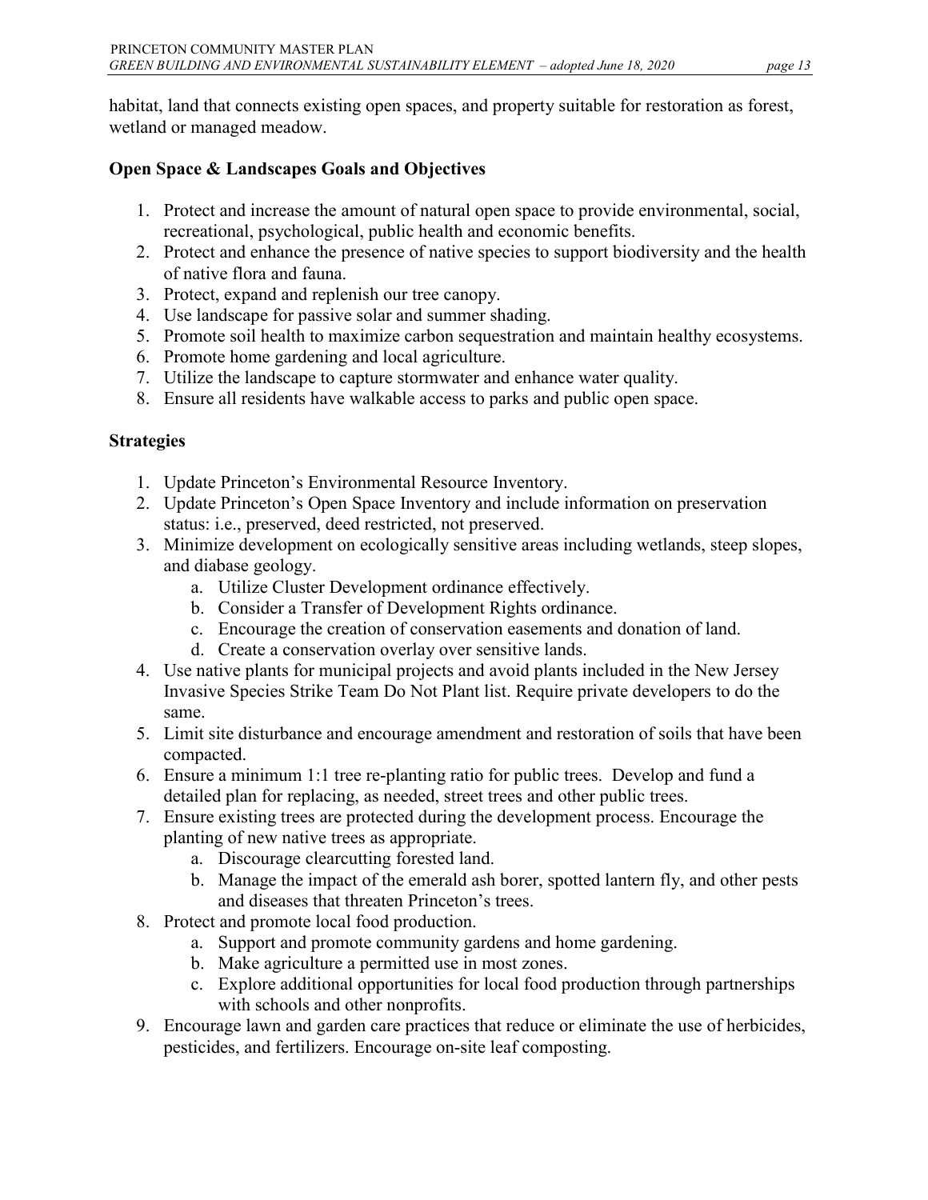habitat, land that connects existing open spaces, and property suitable for restoration as forest, wetland or managed meadow.

### Open Space & Landscapes Goals and Objectives

1. Protect and increase the amount of natural open space to provide environmental, social, recreational, psychological, public health and economic benefits.
2. Protect and enhance the presence of native species to support biodiversity and the health of native flora and fauna.
3. Protect, expand and replenish our tree canopy.
4. Use landscape for passive solar and summer shading.
5. Promote soil health to maximize carbon sequestration and maintain healthy ecosystems.
6. Promote home gardening and local agriculture.
7. Utilize the landscape to capture stormwater and enhance water quality.
8. Ensure all residents have walkable access to parks and public open space.

### Strategies

1. Update Princeton's Environmental Resource Inventory.
2. Update Princeton's Open Space Inventory and include information on preservation status: i.e., preserved, deed restricted, not preserved.
3. Minimize development on ecologically sensitive areas including wetlands, steep slopes, and diabase geology.
   a. Utilize Cluster Development ordinance effectively.
   b. Consider a Transfer of Development Rights ordinance.
   c. Encourage the creation of conservation easements and donation of land.
   d. Create a conservation overlay over sensitive lands.
4. Use native plants for municipal projects and avoid plants included in the New Jersey Invasive Species Strike Team Do Not Plant list. Require private developers to do the same.
5. Limit site disturbance and encourage amendment and restoration of soils that have been compacted.
6. Ensure a minimum 1:1 tree re-planting ratio for public trees. Develop and fund a detailed plan for replacing, as needed, street trees and other public trees.
7. Ensure existing trees are protected during the development process. Encourage the planting of new native trees as appropriate.
   a. Discourage clearcutting forested land.
   b. Manage the impact of the emerald ash borer, spotted lantern fly, and other pests and diseases that threaten Princeton's trees.
8. Protect and promote local food production.
   a. Support and promote community gardens and home gardening.
   b. Make agriculture a permitted use in most zones.
   c. Explore additional opportunities for local food production through partnerships with schools and other nonprofits.
9. Encourage lawn and garden care practices that reduce or eliminate the use of herbicides, pesticides, and fertilizers. Encourage on-site leaf composting.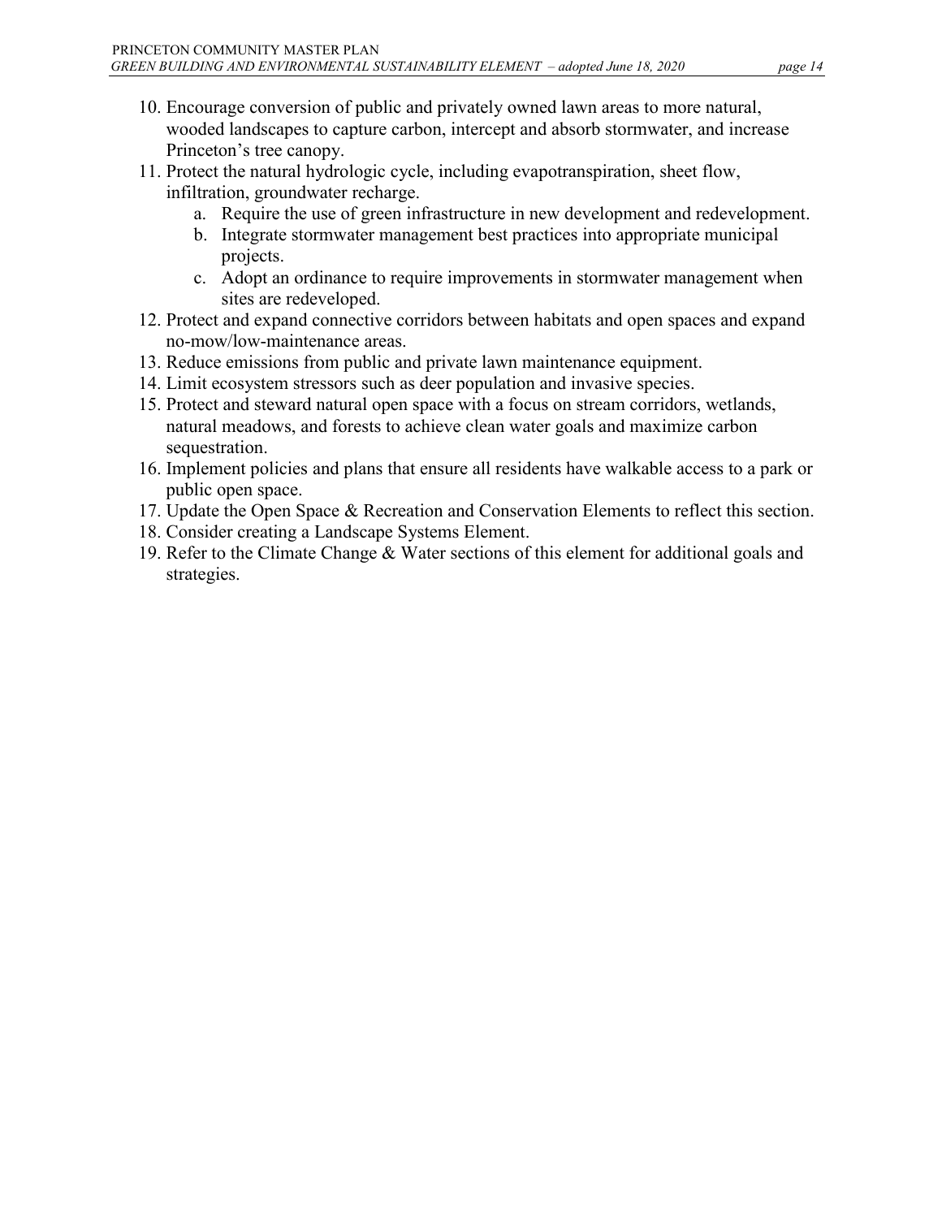10. Encourage conversion of public and privately owned lawn areas to more natural, wooded landscapes to capture carbon, intercept and absorb stormwater, and increase Princeton's tree canopy.
11. Protect the natural hydrologic cycle, including evapotranspiration, sheet flow, infiltration, groundwater recharge.
    a. Require the use of green infrastructure in new development and redevelopment.
    b. Integrate stormwater management best practices into appropriate municipal projects.
    c. Adopt an ordinance to require improvements in stormwater management when sites are redeveloped.
12. Protect and expand connective corridors between habitats and open spaces and expand no-mow/low-maintenance areas.
13. Reduce emissions from public and private lawn maintenance equipment.
14. Limit ecosystem stressors such as deer population and invasive species.
15. Protect and steward natural open space with a focus on stream corridors, wetlands, natural meadows, and forests to achieve clean water goals and maximize carbon sequestration.
16. Implement policies and plans that ensure all residents have walkable access to a park or public open space.
17. Update the Open Space & Recreation and Conservation Elements to reflect this section.
18. Consider creating a Landscape Systems Element.
19. Refer to the Climate Change & Water sections of this element for additional goals and strategies.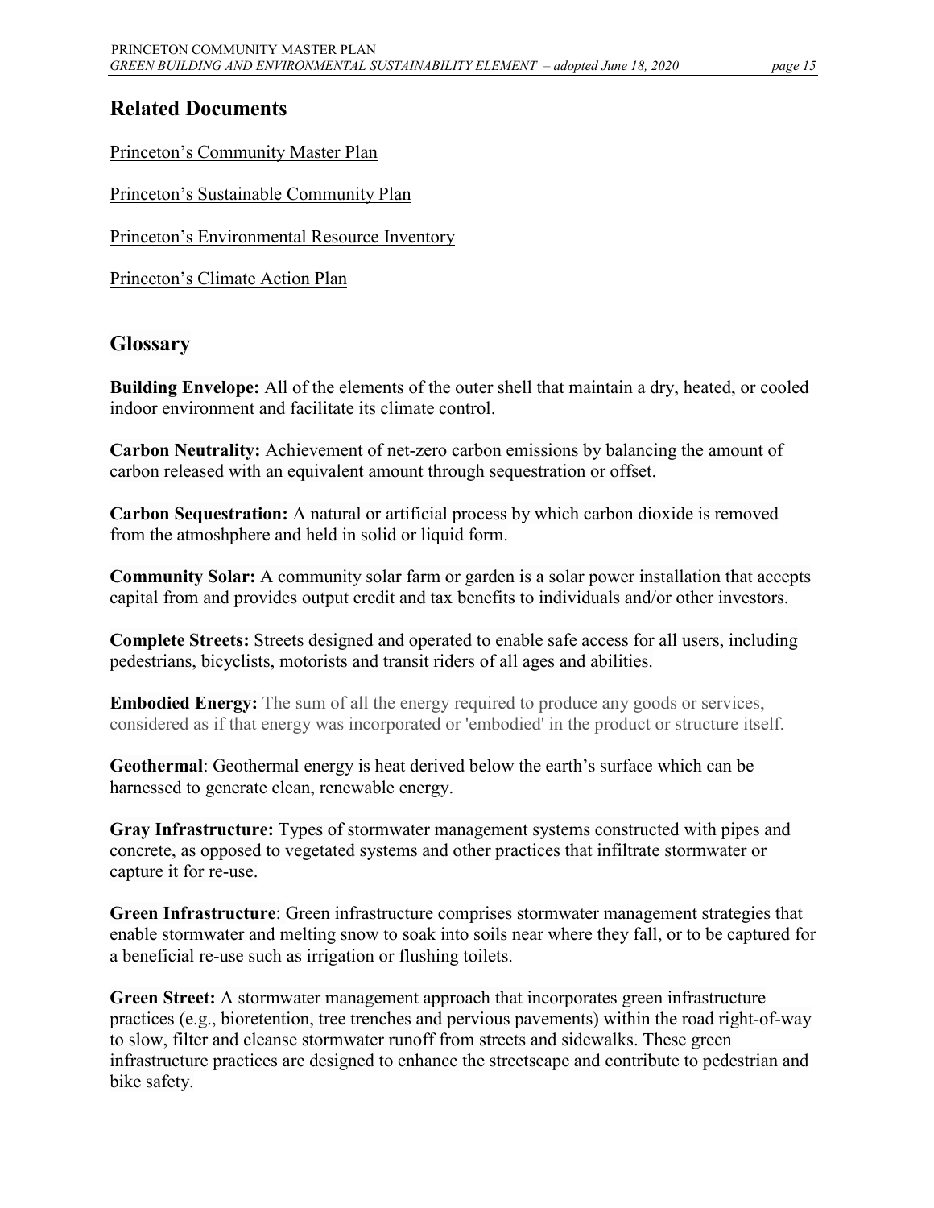## Related Documents

Princeton's Community Master Plan

Princeton's Sustainable Community Plan

Princeton's Environmental Resource Inventory

Princeton's Climate Action Plan

## Glossary

**Building Envelope:** All of the elements of the outer shell that maintain a dry, heated, or cooled indoor environment and facilitate its climate control.

**Carbon Neutrality:** Achievement of net-zero carbon emissions by balancing the amount of carbon released with an equivalent amount through sequestration or offset.

**Carbon Sequestration:** A natural or artificial process by which carbon dioxide is removed from the atmoshphere and held in solid or liquid form.

**Community Solar:** A community solar farm or garden is a solar power installation that accepts capital from and provides output credit and tax benefits to individuals and/or other investors.

**Complete Streets:** Streets designed and operated to enable safe access for all users, including pedestrians, bicyclists, motorists and transit riders of all ages and abilities.

**Embodied Energy:** The sum of all the energy required to produce any goods or services, considered as if that energy was incorporated or 'embodied' in the product or structure itself.

**Geothermal**: Geothermal energy is heat derived below the earth's surface which can be harnessed to generate clean, renewable energy.

**Gray Infrastructure:** Types of stormwater management systems constructed with pipes and concrete, as opposed to vegetated systems and other practices that infiltrate stormwater or capture it for re-use.

**Green Infrastructure**: Green infrastructure comprises stormwater management strategies that enable stormwater and melting snow to soak into soils near where they fall, or to be captured for a beneficial re-use such as irrigation or flushing toilets.

**Green Street:** A stormwater management approach that incorporates green infrastructure practices (e.g., bioretention, tree trenches and pervious pavements) within the road right-of-way to slow, filter and cleanse stormwater runoff from streets and sidewalks. These green infrastructure practices are designed to enhance the streetscape and contribute to pedestrian and bike safety.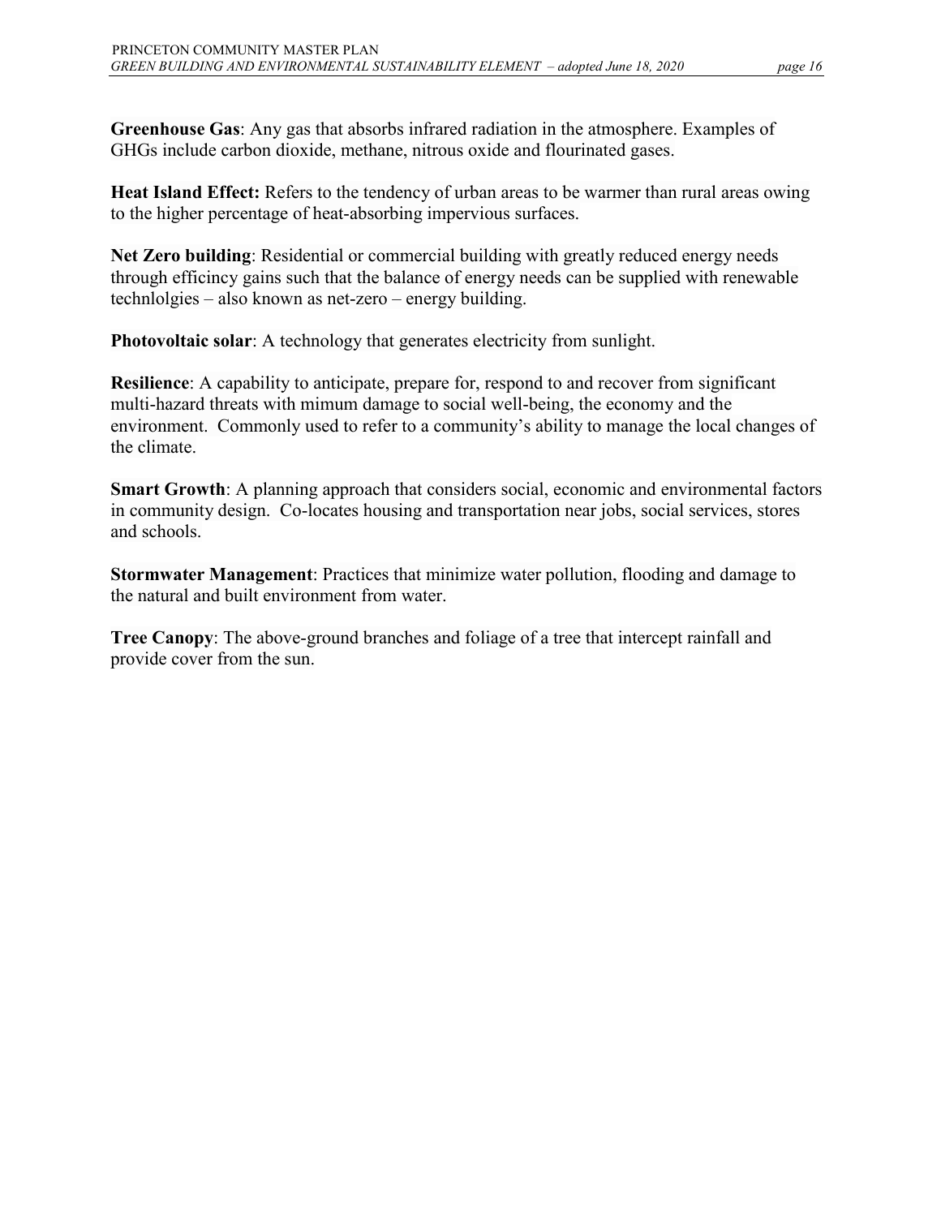**Greenhouse Gas**: Any gas that absorbs infrared radiation in the atmosphere. Examples of GHGs include carbon dioxide, methane, nitrous oxide and flourinated gases.

**Heat Island Effect:** Refers to the tendency of urban areas to be warmer than rural areas owing to the higher percentage of heat-absorbing impervious surfaces.

**Net Zero building**: Residential or commercial building with greatly reduced energy needs through efficincy gains such that the balance of energy needs can be supplied with renewable technlolgies – also known as net-zero – energy building.

**Photovoltaic solar**: A technology that generates electricity from sunlight.

**Resilience**: A capability to anticipate, prepare for, respond to and recover from significant multi-hazard threats with mimum damage to social well-being, the economy and the environment. Commonly used to refer to a community's ability to manage the local changes of the climate.

**Smart Growth**: A planning approach that considers social, economic and environmental factors in community design. Co-locates housing and transportation near jobs, social services, stores and schools.

**Stormwater Management**: Practices that minimize water pollution, flooding and damage to the natural and built environment from water.

**Tree Canopy**: The above-ground branches and foliage of a tree that intercept rainfall and provide cover from the sun.